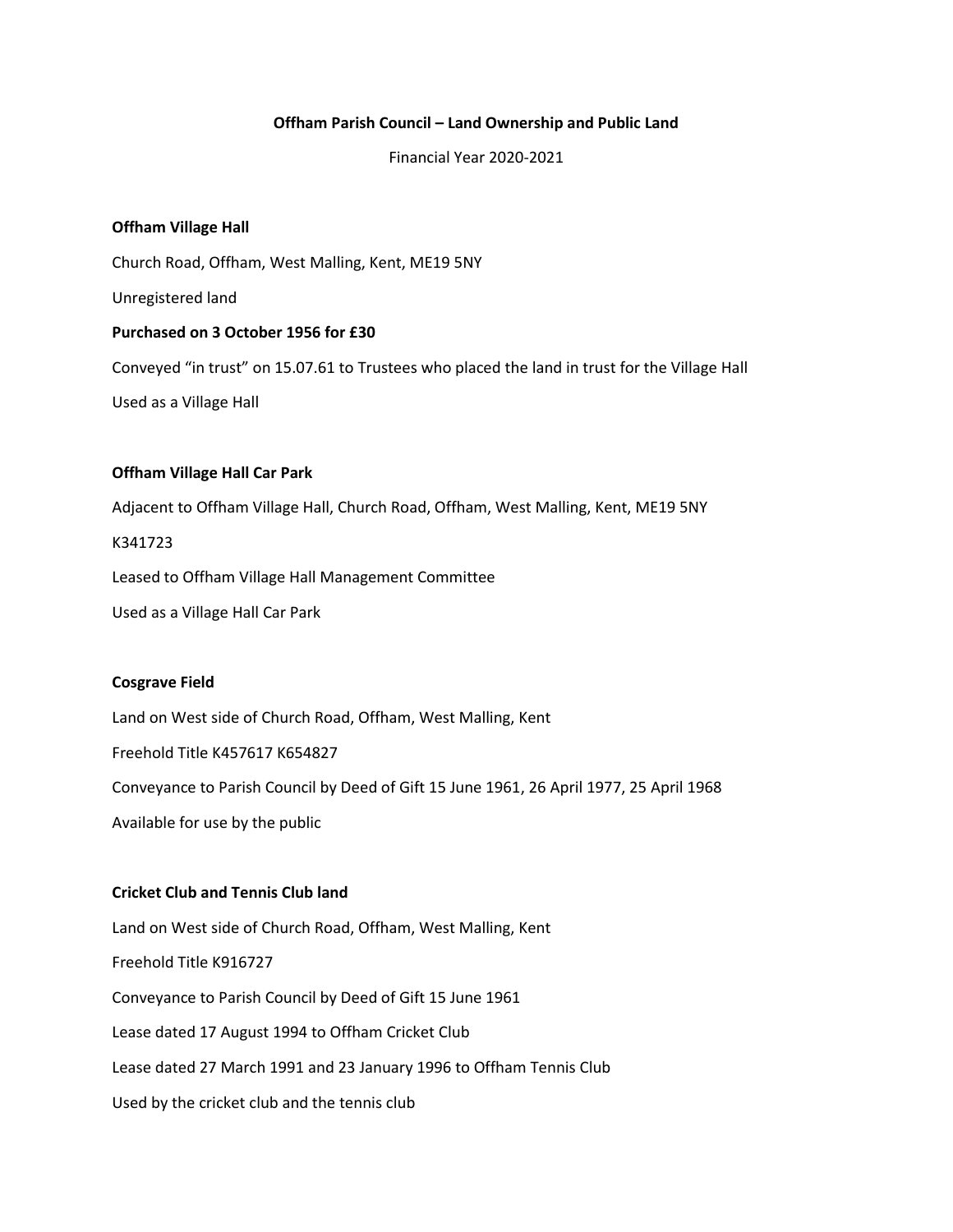**Offham Parish Council – Land Ownership and Public Land**

Financial Year 2020-2021

**Offham Village Hall**

Church Road, Offham, West Malling, Kent, ME19 5NY

Unregistered land

**Purchased on 3 October 1956 for £30**

Conveyed "in trust" on 15.07.61 to Trustees who placed the land in trust for the Village Hall

Used as a Village Hall

**Offham Village Hall Car Park**

Adjacent to Offham Village Hall, Church Road, Offham, West Malling, Kent, ME19 5NY

K341723

Leased to Offham Village Hall Management Committee

Used as a Village Hall Car Park

**Cosgrave Field**

Land on West side of Church Road, Offham, West Malling, Kent

Freehold Title K457617 K654827

Conveyance to Parish Council by Deed of Gift 15 June 1961, 26 April 1977, 25 April 1968

Available for use by the public

**Cricket Club and Tennis Club land**

Land on West side of Church Road, Offham, West Malling, Kent

Freehold Title K916727

Conveyance to Parish Council by Deed of Gift 15 June 1961

Lease dated 17 August 1994 to Offham Cricket Club

Lease dated 27 March 1991 and 23 January 1996 to Offham Tennis Club

Used by the cricket club and the tennis club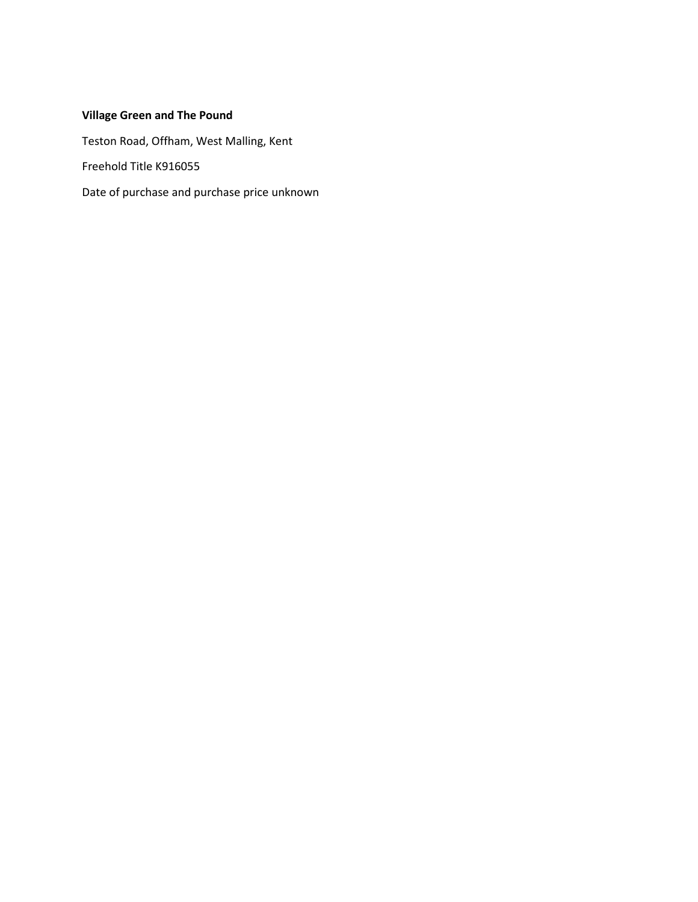**Village Green and The Pound**

Teston Road, Offham, West Malling, Kent

Freehold Title K916055

Date of purchase and purchase price unknown